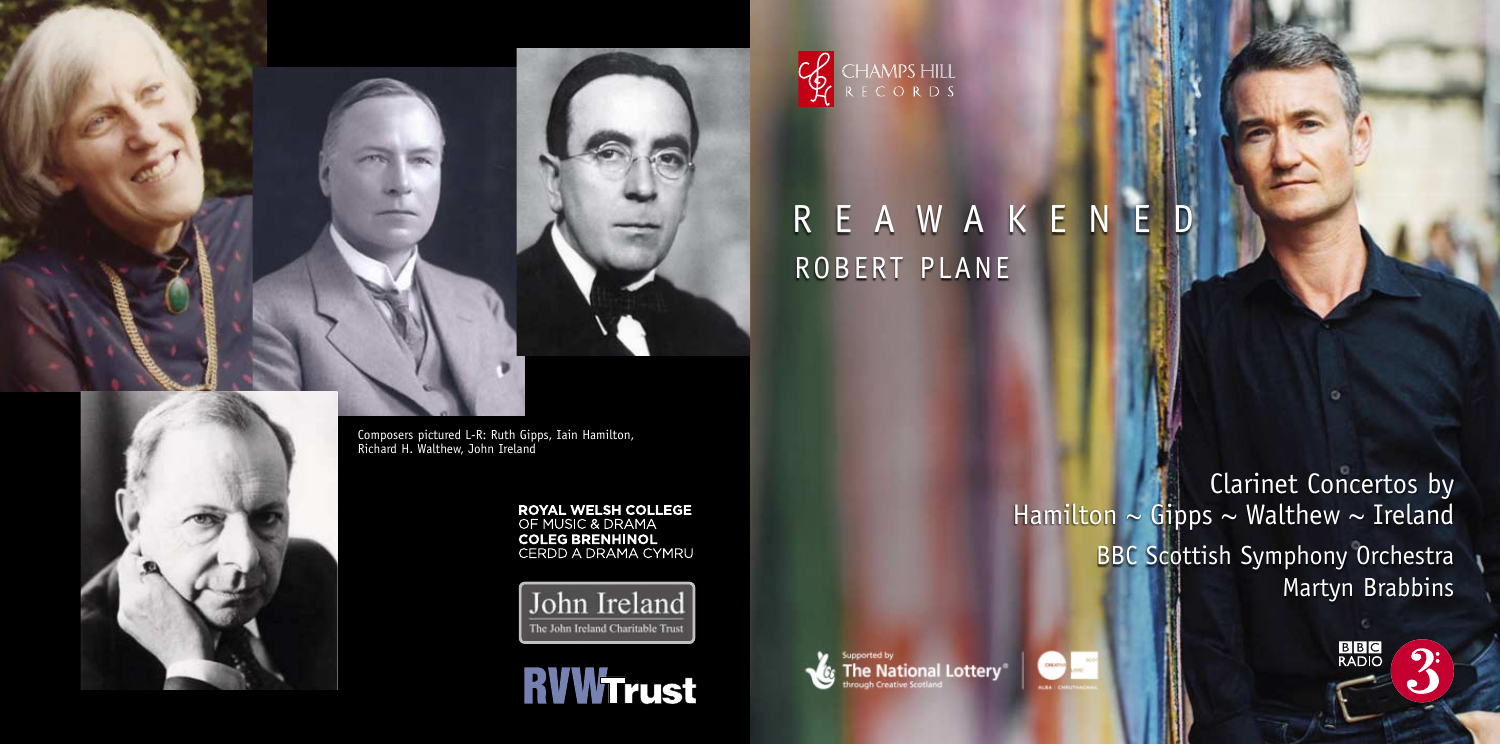Composers pictured L-R: Ruth Gipps, Iain Hamilton, Richard H. Walthew, John Ireland

ROYAL WELSH COLLEGE OF MUSIC & DRAMA
COLEG BRENHINOL CERDD A DRAMA CYMRU

John Ireland
The John Ireland Charitable Trust

RVW Trust

CHAMPS HILL RECORDS

# REAWAKENED

## ROBERT PLANE

Clarinet Concertos by
Hamilton ~ Gipps ~ Walthew ~ Ireland

BBC Scottish Symphony Orchestra
Martyn Brabbins

Supported by The National Lottery® through Creative Scotland

BBC RADIO 3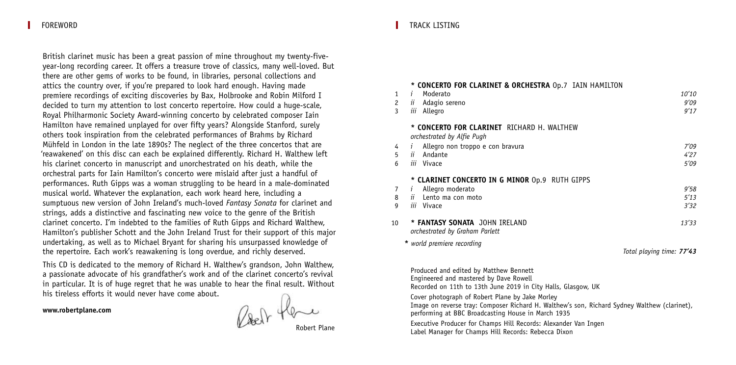## FOREWORD

British clarinet music has been a great passion of mine throughout my twenty-five-year-long recording career. It offers a treasure trove of classics, many well-loved. But there are other gems of works to be found, in libraries, personal collections and attics the country over, if you're prepared to look hard enough. Having made premiere recordings of exciting discoveries by Bax, Holbrooke and Robin Milford I decided to turn my attention to lost concerto repertoire. How could a huge-scale, Royal Philharmonic Society Award-winning concerto by celebrated composer Iain Hamilton have remained unplayed for over fifty years? Alongside Stanford, surely others took inspiration from the celebrated performances of Brahms by Richard Mühfeld in London in the late 1890s? The neglect of the three concertos that are 'reawakened' on this disc can each be explained differently. Richard H. Walthew left his clarinet concerto in manuscript and unorchestrated on his death, while the orchestral parts for Iain Hamilton's concerto were mislaid after just a handful of performances. Ruth Gipps was a woman struggling to be heard in a male-dominated musical world. Whatever the explanation, each work heard here, including a sumptuous new version of John Ireland's much-loved *Fantasy Sonata* for clarinet and strings, adds a distinctive and fascinating new voice to the genre of the British clarinet concerto. I'm indebted to the families of Ruth Gipps and Richard Walthew, Hamilton's publisher Schott and the John Ireland Trust for their support of this major undertaking, as well as to Michael Bryant for sharing his unsurpassed knowledge of the repertoire. Each work's reawakening is long overdue, and richly deserved.

This CD is dedicated to the memory of Richard H. Walthew's grandson, John Walthew, a passionate advocate of his grandfather's work and of the clarinet concerto's revival in particular. It is of huge regret that he was unable to hear the final result. Without his tireless efforts it would never have come about.

**www.robertplane.com**

Robert Plane

## TRACK LISTING

**\* CONCERTO FOR CLARINET & ORCHESTRA** Op.7 IAIN HAMILTON

| | | | |
|---|---|---|---|
| 1 | *i* | Moderato | *10'10* |
| 2 | *ii* | Adagio sereno | *9'09* |
| 3 | *iii* | Allegro | *9'17* |

**\* CONCERTO FOR CLARINET** RICHARD H. WALTHEW
*orchestrated by Alfie Pugh*

| | | | |
|---|---|---|---|
| 4 | *i* | Allegro non troppo e con bravura | *7'09* |
| 5 | *ii* | Andante | *4'27* |
| 6 | *iii* | Vivace | *5'09* |

**\* CLARINET CONCERTO IN G MINOR** Op.9 RUTH GIPPS

| | | | |
|---|---|---|---|
| 7 | *i* | Allegro moderato | *9'58* |
| 8 | *ii* | Lento ma con moto | *5'13* |
| 9 | *iii* | Vivace | *3'32* |

10 **\* FANTASY SONATA** JOHN IRELAND *13'33*
*orchestrated by Graham Parlett*

\* *world premiere recording*

*Total playing time: **77'43***

Produced and edited by Matthew Bennett
Engineered and mastered by Dave Rowell
Recorded on 11th to 13th June 2019 in City Halls, Glasgow, UK

Cover photograph of Robert Plane by Jake Morley
Image on reverse tray: Composer Richard H. Walthew's son, Richard Sydney Walthew (clarinet), performing at BBC Broadcasting House in March 1935

Executive Producer for Champs Hill Records: Alexander Van Ingen
Label Manager for Champs Hill Records: Rebecca Dixon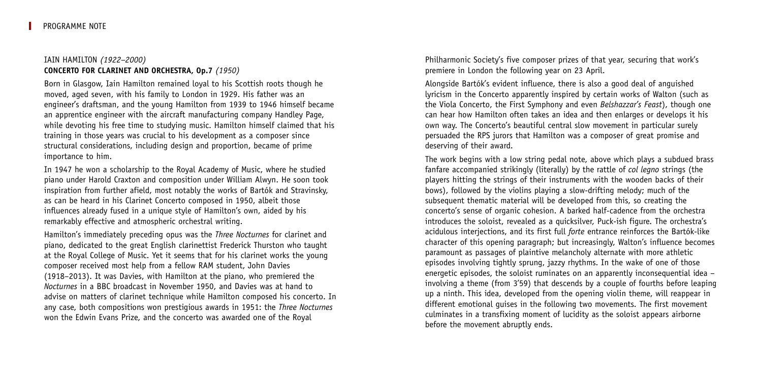## IAIN HAMILTON *(1922–2000)*
### CONCERTO FOR CLARINET AND ORCHESTRA, Op.7 *(1950)*

Born in Glasgow, Iain Hamilton remained loyal to his Scottish roots though he moved, aged seven, with his family to London in 1929. His father was an engineer's draftsman, and the young Hamilton from 1939 to 1946 himself became an apprentice engineer with the aircraft manufacturing company Handley Page, while devoting his free time to studying music. Hamilton himself claimed that his training in those years was crucial to his development as a composer since structural considerations, including design and proportion, became of prime importance to him.

In 1947 he won a scholarship to the Royal Academy of Music, where he studied piano under Harold Craxton and composition under William Alwyn. He soon took inspiration from further afield, most notably the works of Bartók and Stravinsky, as can be heard in his Clarinet Concerto composed in 1950, albeit those influences already fused in a unique style of Hamilton's own, aided by his remarkably effective and atmospheric orchestral writing.

Hamilton's immediately preceding opus was the *Three Nocturnes* for clarinet and piano, dedicated to the great English clarinettist Frederick Thurston who taught at the Royal College of Music. Yet it seems that for his clarinet works the young composer received most help from a fellow RAM student, John Davies (1918–2013). It was Davies, with Hamilton at the piano, who premiered the *Nocturnes* in a BBC broadcast in November 1950, and Davies was at hand to advise on matters of clarinet technique while Hamilton composed his concerto. In any case, both compositions won prestigious awards in 1951: the *Three Nocturnes* won the Edwin Evans Prize, and the concerto was awarded one of the Royal Philharmonic Society's five composer prizes of that year, securing that work's premiere in London the following year on 23 April.

Alongside Bartók's evident influence, there is also a good deal of anguished lyricism in the Concerto apparently inspired by certain works of Walton (such as the Viola Concerto, the First Symphony and even *Belshazzar's Feast*), though one can hear how Hamilton often takes an idea and then enlarges or develops it his own way. The Concerto's beautiful central slow movement in particular surely persuaded the RPS jurors that Hamilton was a composer of great promise and deserving of their award.

The work begins with a low string pedal note, above which plays a subdued brass fanfare accompanied strikingly (literally) by the rattle of *col legno* strings (the players hitting the strings of their instruments with the wooden backs of their bows), followed by the violins playing a slow-drifting melody; much of the subsequent thematic material will be developed from this, so creating the concerto's sense of organic cohesion. A barked half-cadence from the orchestra introduces the soloist, revealed as a quicksilver, Puck-ish figure. The orchestra's acidulous interjections, and its first full *forte* entrance reinforces the Bartók-like character of this opening paragraph; but increasingly, Walton's influence becomes paramount as passages of plaintive melancholy alternate with more athletic episodes involving tightly sprung, jazzy rhythms. In the wake of one of those energetic episodes, the soloist ruminates on an apparently inconsequential idea – involving a theme (from 3'59) that descends by a couple of fourths before leaping up a ninth. This idea, developed from the opening violin theme, will reappear in different emotional guises in the following two movements. The first movement culminates in a transfixing moment of lucidity as the soloist appears airborne before the movement abruptly ends.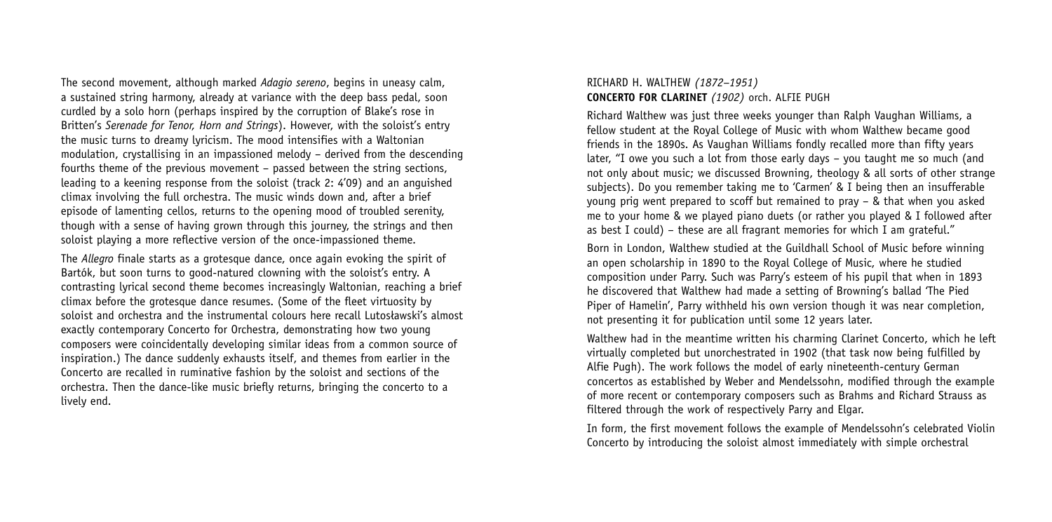The second movement, although marked *Adagio sereno*, begins in uneasy calm, a sustained string harmony, already at variance with the deep bass pedal, soon curdled by a solo horn (perhaps inspired by the corruption of Blake's rose in Britten's *Serenade for Tenor, Horn and Strings*). However, with the soloist's entry the music turns to dreamy lyricism. The mood intensifies with a Waltonian modulation, crystallising in an impassioned melody – derived from the descending fourths theme of the previous movement – passed between the string sections, leading to a keening response from the soloist (track 2: 4'09) and an anguished climax involving the full orchestra. The music winds down and, after a brief episode of lamenting cellos, returns to the opening mood of troubled serenity, though with a sense of having grown through this journey, the strings and then soloist playing a more reflective version of the once-impassioned theme.

The *Allegro* finale starts as a grotesque dance, once again evoking the spirit of Bartók, but soon turns to good-natured clowning with the soloist's entry. A contrasting lyrical second theme becomes increasingly Waltonian, reaching a brief climax before the grotesque dance resumes. (Some of the fleet virtuosity by soloist and orchestra and the instrumental colours here recall Lutosławski's almost exactly contemporary Concerto for Orchestra, demonstrating how two young composers were coincidentally developing similar ideas from a common source of inspiration.) The dance suddenly exhausts itself, and themes from earlier in the Concerto are recalled in ruminative fashion by the soloist and sections of the orchestra. Then the dance-like music briefly returns, bringing the concerto to a lively end.

## RICHARD H. WALTHEW *(1872–1951)*
**CONCERTO FOR CLARINET** *(1902)* orch. ALFIE PUGH

Richard Walthew was just three weeks younger than Ralph Vaughan Williams, a fellow student at the Royal College of Music with whom Walthew became good friends in the 1890s. As Vaughan Williams fondly recalled more than fifty years later, "I owe you such a lot from those early days – you taught me so much (and not only about music; we discussed Browning, theology & all sorts of other strange subjects). Do you remember taking me to 'Carmen' & I being then an insufferable young prig went prepared to scoff but remained to pray – & that when you asked me to your home & we played piano duets (or rather you played & I followed after as best I could) – these are all fragrant memories for which I am grateful."

Born in London, Walthew studied at the Guildhall School of Music before winning an open scholarship in 1890 to the Royal College of Music, where he studied composition under Parry. Such was Parry's esteem of his pupil that when in 1893 he discovered that Walthew had made a setting of Browning's ballad 'The Pied Piper of Hamelin', Parry withheld his own version though it was near completion, not presenting it for publication until some 12 years later.

Walthew had in the meantime written his charming Clarinet Concerto, which he left virtually completed but unorchestrated in 1902 (that task now being fulfilled by Alfie Pugh). The work follows the model of early nineteenth-century German concertos as established by Weber and Mendelssohn, modified through the example of more recent or contemporary composers such as Brahms and Richard Strauss as filtered through the work of respectively Parry and Elgar.

In form, the first movement follows the example of Mendelssohn's celebrated Violin Concerto by introducing the soloist almost immediately with simple orchestral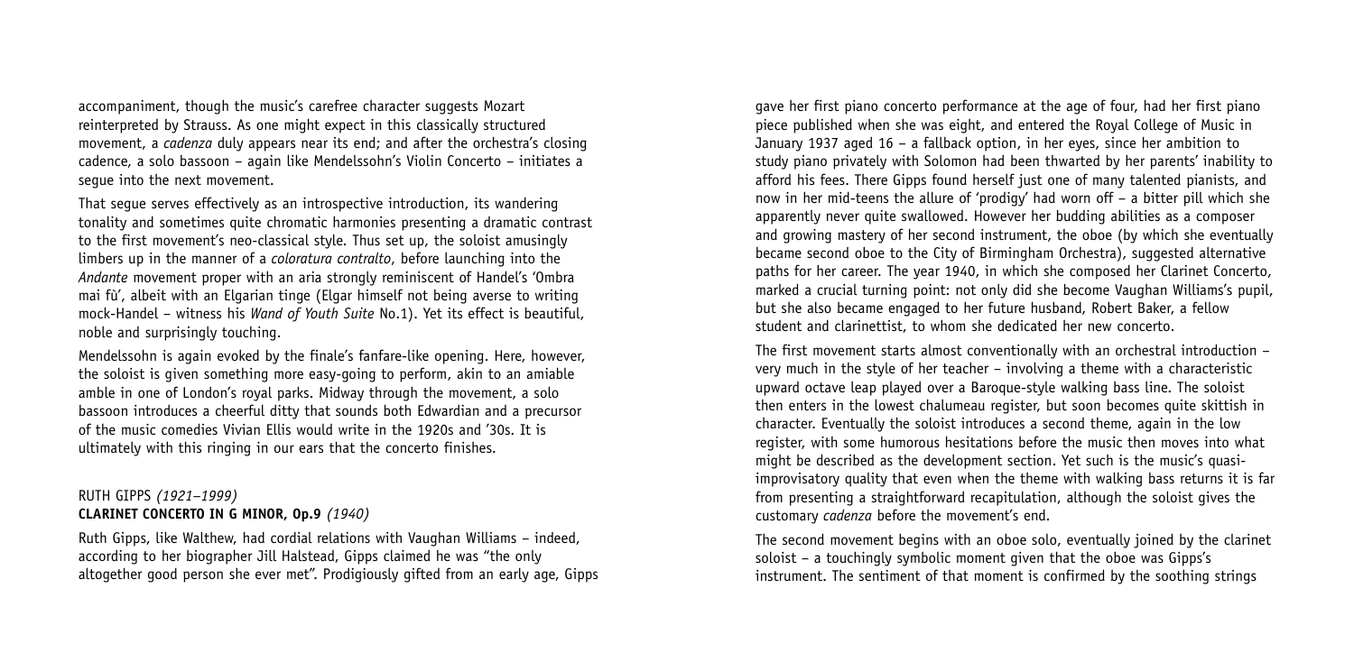accompaniment, though the music's carefree character suggests Mozart reinterpreted by Strauss. As one might expect in this classically structured movement, a *cadenza* duly appears near its end; and after the orchestra's closing cadence, a solo bassoon – again like Mendelssohn's Violin Concerto – initiates a segue into the next movement.

That segue serves effectively as an introspective introduction, its wandering tonality and sometimes quite chromatic harmonies presenting a dramatic contrast to the first movement's neo-classical style. Thus set up, the soloist amusingly limbers up in the manner of a *coloratura contralto*, before launching into the *Andante* movement proper with an aria strongly reminiscent of Handel's 'Ombra mai fù', albeit with an Elgarian tinge (Elgar himself not being averse to writing mock-Handel – witness his *Wand of Youth Suite* No.1). Yet its effect is beautiful, noble and surprisingly touching.

Mendelssohn is again evoked by the finale's fanfare-like opening. Here, however, the soloist is given something more easy-going to perform, akin to an amiable amble in one of London's royal parks. Midway through the movement, a solo bassoon introduces a cheerful ditty that sounds both Edwardian and a precursor of the music comedies Vivian Ellis would write in the 1920s and '30s. It is ultimately with this ringing in our ears that the concerto finishes.

## RUTH GIPPS *(1921–1999)*
### **CLARINET CONCERTO IN G MINOR, Op.9** *(1940)*

Ruth Gipps, like Walthew, had cordial relations with Vaughan Williams – indeed, according to her biographer Jill Halstead, Gipps claimed he was "the only altogether good person she ever met". Prodigiously gifted from an early age, Gipps gave her first piano concerto performance at the age of four, had her first piano piece published when she was eight, and entered the Royal College of Music in January 1937 aged 16 – a fallback option, in her eyes, since her ambition to study piano privately with Solomon had been thwarted by her parents' inability to afford his fees. There Gipps found herself just one of many talented pianists, and now in her mid-teens the allure of 'prodigy' had worn off – a bitter pill which she apparently never quite swallowed. However her budding abilities as a composer and growing mastery of her second instrument, the oboe (by which she eventually became second oboe to the City of Birmingham Orchestra), suggested alternative paths for her career. The year 1940, in which she composed her Clarinet Concerto, marked a crucial turning point: not only did she become Vaughan Williams's pupil, but she also became engaged to her future husband, Robert Baker, a fellow student and clarinettist, to whom she dedicated her new concerto.

The first movement starts almost conventionally with an orchestral introduction – very much in the style of her teacher – involving a theme with a characteristic upward octave leap played over a Baroque-style walking bass line. The soloist then enters in the lowest chalumeau register, but soon becomes quite skittish in character. Eventually the soloist introduces a second theme, again in the low register, with some humorous hesitations before the music then moves into what might be described as the development section. Yet such is the music's quasi-improvisatory quality that even when the theme with walking bass returns it is far from presenting a straightforward recapitulation, although the soloist gives the customary *cadenza* before the movement's end.

The second movement begins with an oboe solo, eventually joined by the clarinet soloist – a touchingly symbolic moment given that the oboe was Gipps's instrument. The sentiment of that moment is confirmed by the soothing strings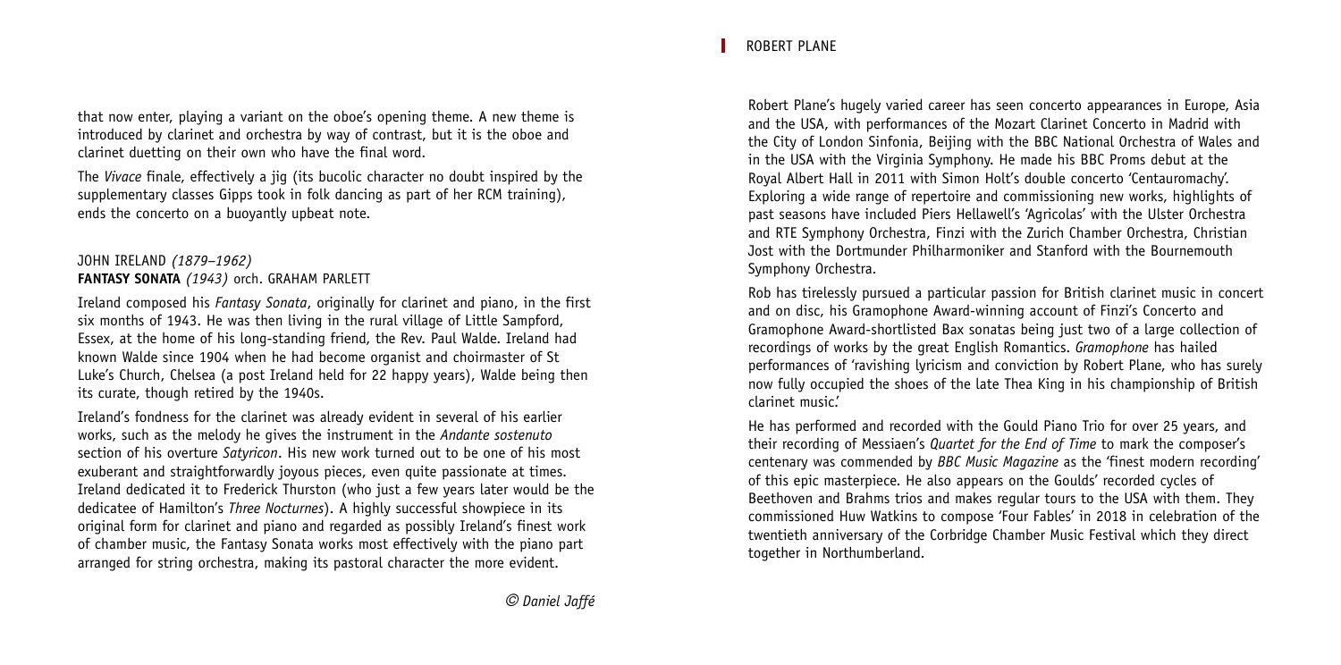that now enter, playing a variant on the oboe's opening theme. A new theme is introduced by clarinet and orchestra by way of contrast, but it is the oboe and clarinet duetting on their own who have the final word.

The *Vivace* finale, effectively a jig (its bucolic character no doubt inspired by the supplementary classes Gipps took in folk dancing as part of her RCM training), ends the concerto on a buoyantly upbeat note.

### JOHN IRELAND *(1879–1962)*
### **FANTASY SONATA** *(1943)* orch. GRAHAM PARLETT

Ireland composed his *Fantasy Sonata*, originally for clarinet and piano, in the first six months of 1943. He was then living in the rural village of Little Sampford, Essex, at the home of his long-standing friend, the Rev. Paul Walde. Ireland had known Walde since 1904 when he had become organist and choirmaster of St Luke's Church, Chelsea (a post Ireland held for 22 happy years), Walde being then its curate, though retired by the 1940s.

Ireland's fondness for the clarinet was already evident in several of his earlier works, such as the melody he gives the instrument in the *Andante sostenuto* section of his overture *Satyricon*. His new work turned out to be one of his most exuberant and straightforwardly joyous pieces, even quite passionate at times. Ireland dedicated it to Frederick Thurston (who just a few years later would be the dedicatee of Hamilton's *Three Nocturnes*). A highly successful showpiece in its original form for clarinet and piano and regarded as possibly Ireland's finest work of chamber music, the Fantasy Sonata works most effectively with the piano part arranged for string orchestra, making its pastoral character the more evident.

*© Daniel Jaffé*

## ROBERT PLANE

Robert Plane's hugely varied career has seen concerto appearances in Europe, Asia and the USA, with performances of the Mozart Clarinet Concerto in Madrid with the City of London Sinfonia, Beijing with the BBC National Orchestra of Wales and in the USA with the Virginia Symphony. He made his BBC Proms debut at the Royal Albert Hall in 2011 with Simon Holt's double concerto 'Centauromachy'. Exploring a wide range of repertoire and commissioning new works, highlights of past seasons have included Piers Hellawell's 'Agricolas' with the Ulster Orchestra and RTE Symphony Orchestra, Finzi with the Zurich Chamber Orchestra, Christian Jost with the Dortmunder Philharmoniker and Stanford with the Bournemouth Symphony Orchestra.

Rob has tirelessly pursued a particular passion for British clarinet music in concert and on disc, his Gramophone Award-winning account of Finzi's Concerto and Gramophone Award-shortlisted Bax sonatas being just two of a large collection of recordings of works by the great English Romantics. *Gramophone* has hailed performances of 'ravishing lyricism and conviction by Robert Plane, who has surely now fully occupied the shoes of the late Thea King in his championship of British clarinet music.'

He has performed and recorded with the Gould Piano Trio for over 25 years, and their recording of Messiaen's *Quartet for the End of Time* to mark the composer's centenary was commended by *BBC Music Magazine* as the 'finest modern recording' of this epic masterpiece. He also appears on the Goulds' recorded cycles of Beethoven and Brahms trios and makes regular tours to the USA with them. They commissioned Huw Watkins to compose 'Four Fables' in 2018 in celebration of the twentieth anniversary of the Corbridge Chamber Music Festival which they direct together in Northumberland.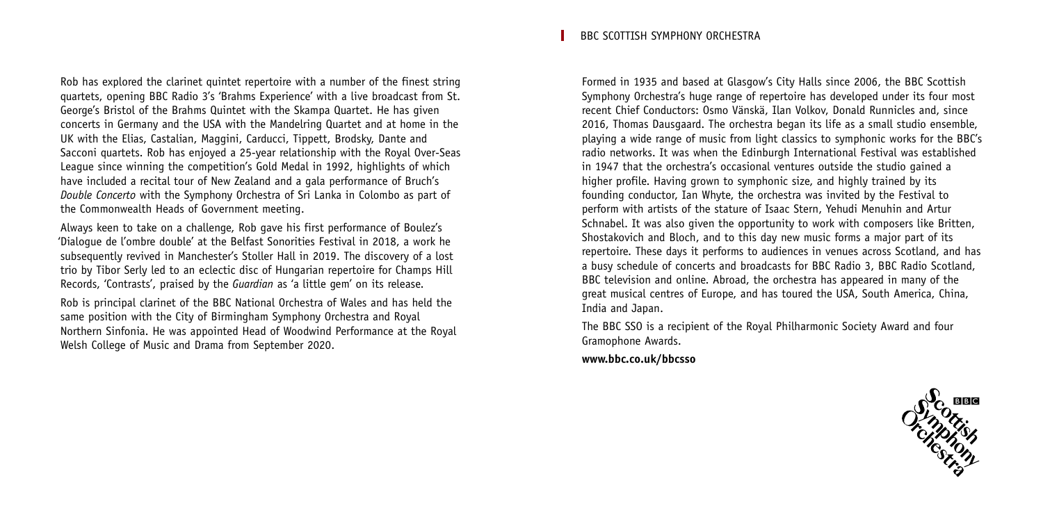Rob has explored the clarinet quintet repertoire with a number of the finest string quartets, opening BBC Radio 3's 'Brahms Experience' with a live broadcast from St. George's Bristol of the Brahms Quintet with the Skampa Quartet. He has given concerts in Germany and the USA with the Mandelring Quartet and at home in the UK with the Elias, Castalian, Maggini, Carducci, Tippett, Brodsky, Dante and Sacconi quartets. Rob has enjoyed a 25-year relationship with the Royal Over-Seas League since winning the competition's Gold Medal in 1992, highlights of which have included a recital tour of New Zealand and a gala performance of Bruch's *Double Concerto* with the Symphony Orchestra of Sri Lanka in Colombo as part of the Commonwealth Heads of Government meeting.

Always keen to take on a challenge, Rob gave his first performance of Boulez's 'Dialogue de l'ombre double' at the Belfast Sonorities Festival in 2018, a work he subsequently revived in Manchester's Stoller Hall in 2019. The discovery of a lost trio by Tibor Serly led to an eclectic disc of Hungarian repertoire for Champs Hill Records, 'Contrasts', praised by the *Guardian* as 'a little gem' on its release.

Rob is principal clarinet of the BBC National Orchestra of Wales and has held the same position with the City of Birmingham Symphony Orchestra and Royal Northern Sinfonia. He was appointed Head of Woodwind Performance at the Royal Welsh College of Music and Drama from September 2020.

## BBC SCOTTISH SYMPHONY ORCHESTRA

Formed in 1935 and based at Glasgow's City Halls since 2006, the BBC Scottish Symphony Orchestra's huge range of repertoire has developed under its four most recent Chief Conductors: Osmo Vänskä, Ilan Volkov, Donald Runnicles and, since 2016, Thomas Dausgaard. The orchestra began its life as a small studio ensemble, playing a wide range of music from light classics to symphonic works for the BBC's radio networks. It was when the Edinburgh International Festival was established in 1947 that the orchestra's occasional ventures outside the studio gained a higher profile. Having grown to symphonic size, and highly trained by its founding conductor, Ian Whyte, the orchestra was invited by the Festival to perform with artists of the stature of Isaac Stern, Yehudi Menuhin and Artur Schnabel. It was also given the opportunity to work with composers like Britten, Shostakovich and Bloch, and to this day new music forms a major part of its repertoire. These days it performs to audiences in venues across Scotland, and has a busy schedule of concerts and broadcasts for BBC Radio 3, BBC Radio Scotland, BBC television and online. Abroad, the orchestra has appeared in many of the great musical centres of Europe, and has toured the USA, South America, China, India and Japan.

The BBC SSO is a recipient of the Royal Philharmonic Society Award and four Gramophone Awards.

**www.bbc.co.uk/bbcsso**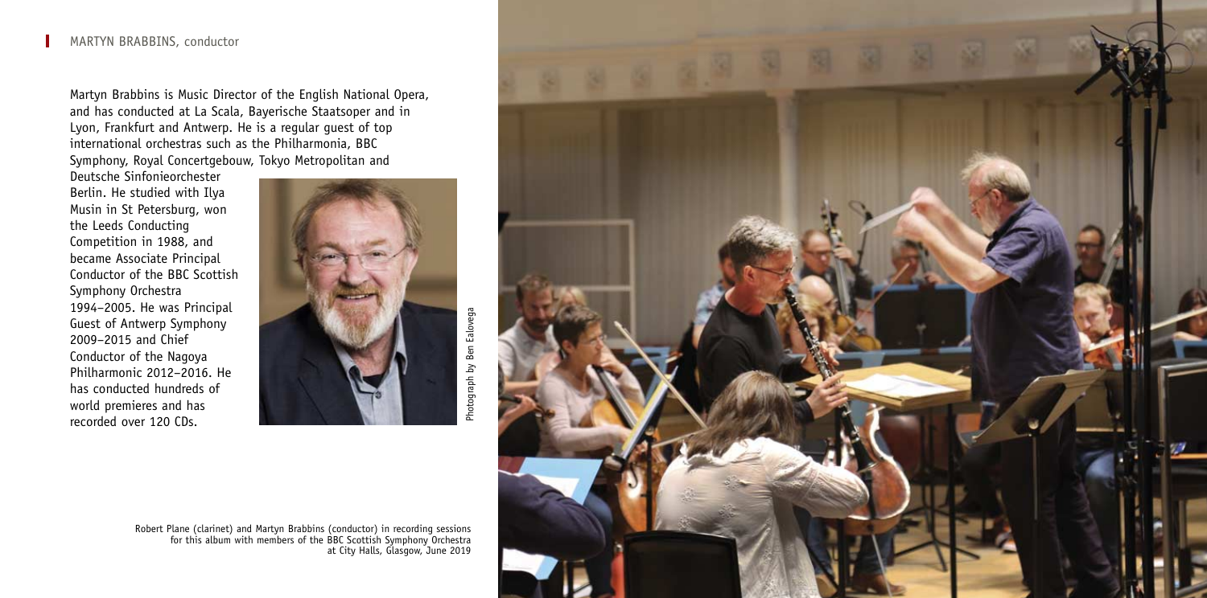## MARTYN BRABBINS, conductor

Martyn Brabbins is Music Director of the English National Opera, and has conducted at La Scala, Bayerische Staatsoper and in Lyon, Frankfurt and Antwerp. He is a regular guest of top international orchestras such as the Philharmonia, BBC Symphony, Royal Concertgebouw, Tokyo Metropolitan and Deutsche Sinfonieorchester Berlin. He studied with Ilya Musin in St Petersburg, won the Leeds Conducting Competition in 1988, and became Associate Principal Conductor of the BBC Scottish Symphony Orchestra 1994–2005. He was Principal Guest of Antwerp Symphony 2009–2015 and Chief Conductor of the Nagoya Philharmonic 2012–2016. He has conducted hundreds of world premieres and has recorded over 120 CDs.

Photograph by Ben Ealovega

Robert Plane (clarinet) and Martyn Brabbins (conductor) in recording sessions for this album with members of the BBC Scottish Symphony Orchestra at City Halls, Glasgow, June 2019